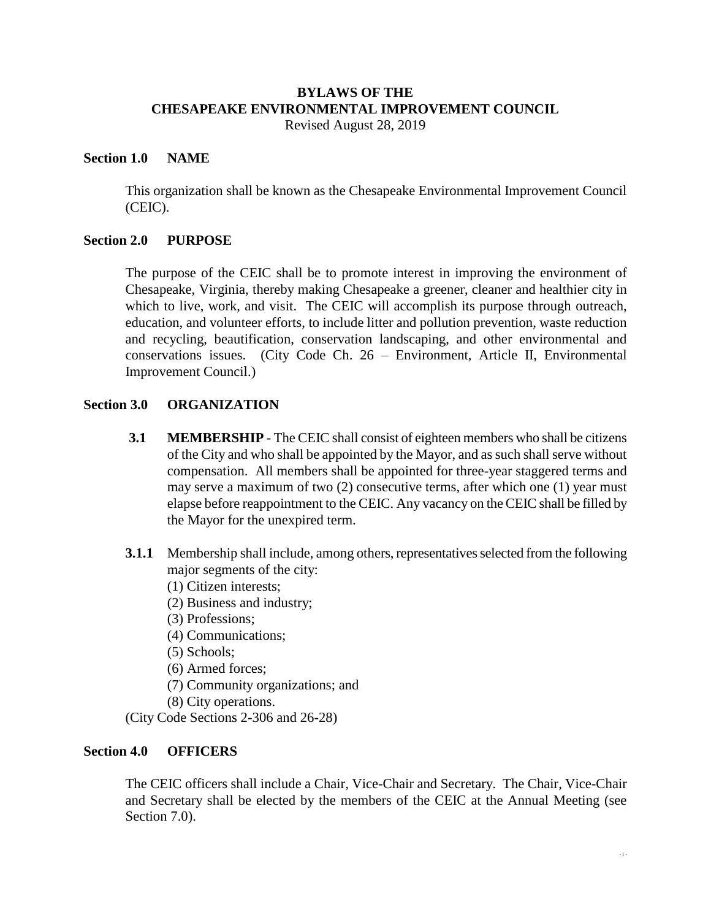# BYLAWS OF THE CHESAPEAKE ENVIRONMENTAL IMPROVEMENT COUNCIL

Revised August 28, 2019

## Section 1.0 NAME

This organization shall be known as the Chesapeake Environmental Improvement Council (CEIC).

## Section 2.0 PURPOSE

The purpose of the CEIC shall be to promote interest in improving the environment of Chesapeake, Virginia, thereby making Chesapeake a greener, cleaner and healthier city in which to live, work, and visit. The CEIC will accomplish its purpose through outreach, education, and volunteer efforts, to include litter and pollution prevention, waste reduction and recycling, beautification, conservation landscaping, and other environmental and conservations issues. (City Code Ch. 26 – Environment, Article II, Environmental Improvement Council.)

## Section 3.0 ORGANIZATION

**3.1 MEMBERSHIP** - The CEIC shall consist of eighteen members who shall be citizens of the City and who shall be appointed by the Mayor, and as such shall serve without compensation. All members shall be appointed for three-year staggered terms and may serve a maximum of two (2) consecutive terms, after which one (1) year must elapse before reappointment to the CEIC. Any vacancy on the CEIC shall be filled by the Mayor for the unexpired term.

**3.1.1** Membership shall include, among others, representatives selected from the following major segments of the city:

(1) Citizen interests;
(2) Business and industry;
(3) Professions;
(4) Communications;
(5) Schools;
(6) Armed forces;
(7) Community organizations; and
(8) City operations.

(City Code Sections 2-306 and 26-28)

## Section 4.0 OFFICERS

The CEIC officers shall include a Chair, Vice-Chair and Secretary. The Chair, Vice-Chair and Secretary shall be elected by the members of the CEIC at the Annual Meeting (see Section 7.0).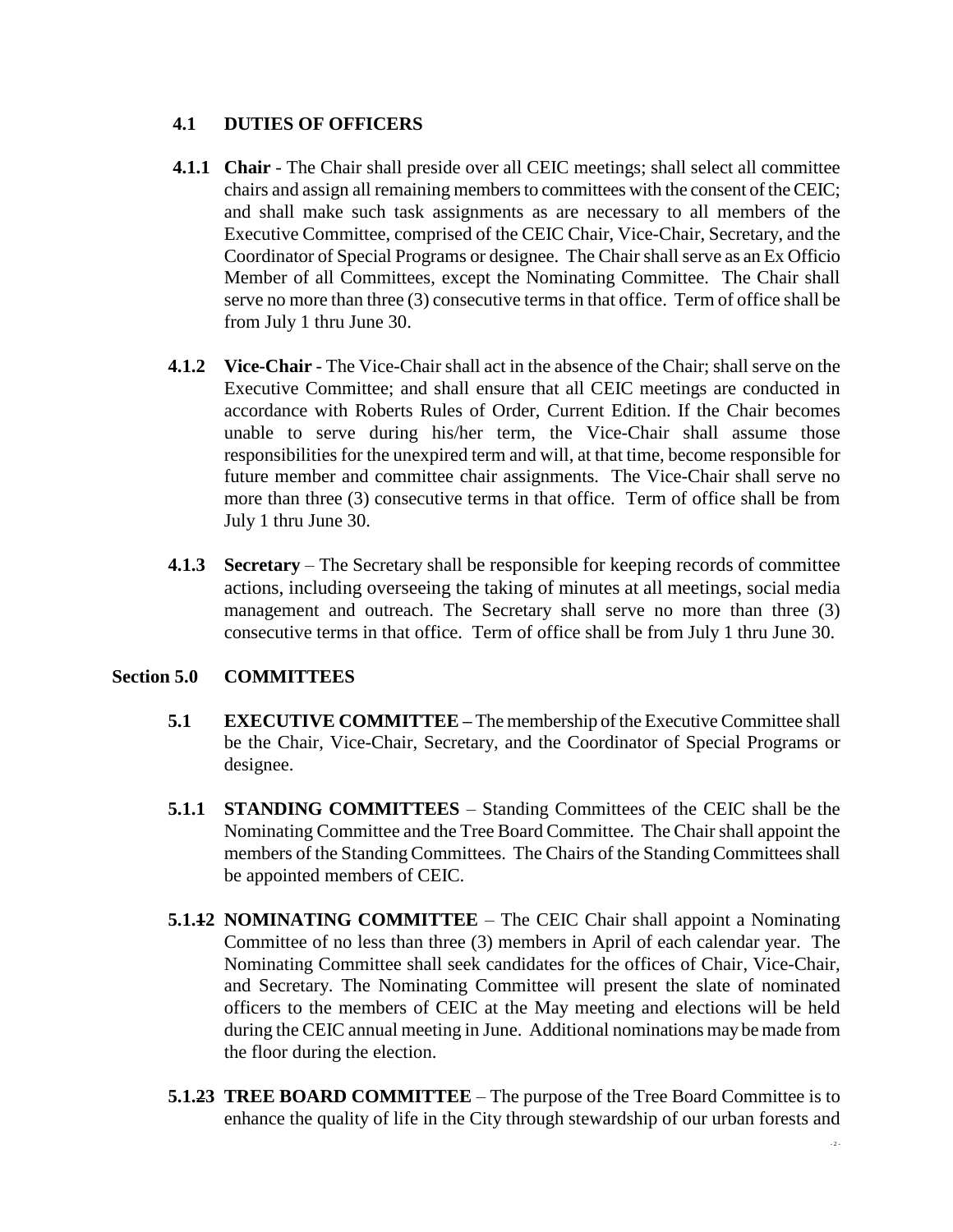### 4.1 DUTIES OF OFFICERS

**4.1.1 Chair** - The Chair shall preside over all CEIC meetings; shall select all committee chairs and assign all remaining members to committees with the consent of the CEIC; and shall make such task assignments as are necessary to all members of the Executive Committee, comprised of the CEIC Chair, Vice-Chair, Secretary, and the Coordinator of Special Programs or designee. The Chair shall serve as an Ex Officio Member of all Committees, except the Nominating Committee. The Chair shall serve no more than three (3) consecutive terms in that office. Term of office shall be from July 1 thru June 30.

**4.1.2 Vice-Chair** - The Vice-Chair shall act in the absence of the Chair; shall serve on the Executive Committee; and shall ensure that all CEIC meetings are conducted in accordance with Roberts Rules of Order, Current Edition. If the Chair becomes unable to serve during his/her term, the Vice-Chair shall assume those responsibilities for the unexpired term and will, at that time, become responsible for future member and committee chair assignments. The Vice-Chair shall serve no more than three (3) consecutive terms in that office. Term of office shall be from July 1 thru June 30.

**4.1.3 Secretary** – The Secretary shall be responsible for keeping records of committee actions, including overseeing the taking of minutes at all meetings, social media management and outreach. The Secretary shall serve no more than three (3) consecutive terms in that office. Term of office shall be from July 1 thru June 30.

## Section 5.0 COMMITTEES

**5.1 EXECUTIVE COMMITTEE –** The membership of the Executive Committee shall be the Chair, Vice-Chair, Secretary, and the Coordinator of Special Programs or designee.

**5.1.1 STANDING COMMITTEES** – Standing Committees of the CEIC shall be the Nominating Committee and the Tree Board Committee. The Chair shall appoint the members of the Standing Committees. The Chairs of the Standing Committees shall be appointed members of CEIC.

**5.1.~~1~~2 NOMINATING COMMITTEE** – The CEIC Chair shall appoint a Nominating Committee of no less than three (3) members in April of each calendar year. The Nominating Committee shall seek candidates for the offices of Chair, Vice-Chair, and Secretary. The Nominating Committee will present the slate of nominated officers to the members of CEIC at the May meeting and elections will be held during the CEIC annual meeting in June. Additional nominations may be made from the floor during the election.

**5.1.~~2~~3 TREE BOARD COMMITTEE** – The purpose of the Tree Board Committee is to enhance the quality of life in the City through stewardship of our urban forests and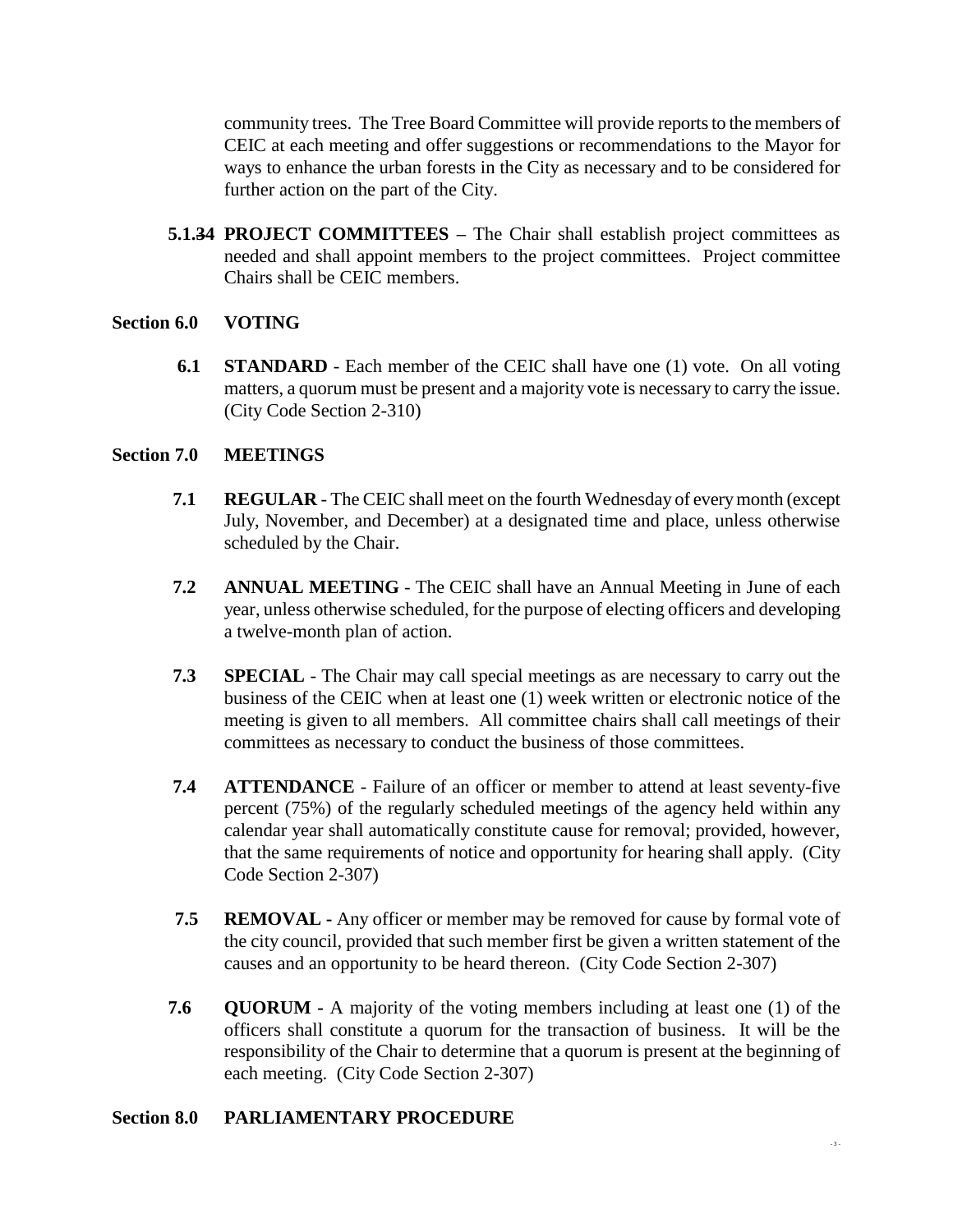community trees. The Tree Board Committee will provide reports to the members of CEIC at each meeting and offer suggestions or recommendations to the Mayor for ways to enhance the urban forests in the City as necessary and to be considered for further action on the part of the City.

**5.1.34 PROJECT COMMITTEES –** The Chair shall establish project committees as needed and shall appoint members to the project committees. Project committee Chairs shall be CEIC members.

## Section 6.0 VOTING

**6.1 STANDARD** - Each member of the CEIC shall have one (1) vote. On all voting matters, a quorum must be present and a majority vote is necessary to carry the issue. (City Code Section 2-310)

## Section 7.0 MEETINGS

**7.1 REGULAR** - The CEIC shall meet on the fourth Wednesday of every month (except July, November, and December) at a designated time and place, unless otherwise scheduled by the Chair.

**7.2 ANNUAL MEETING** - The CEIC shall have an Annual Meeting in June of each year, unless otherwise scheduled, for the purpose of electing officers and developing a twelve-month plan of action.

**7.3 SPECIAL** - The Chair may call special meetings as are necessary to carry out the business of the CEIC when at least one (1) week written or electronic notice of the meeting is given to all members. All committee chairs shall call meetings of their committees as necessary to conduct the business of those committees.

**7.4 ATTENDANCE** - Failure of an officer or member to attend at least seventy-five percent (75%) of the regularly scheduled meetings of the agency held within any calendar year shall automatically constitute cause for removal; provided, however, that the same requirements of notice and opportunity for hearing shall apply. (City Code Section 2-307)

**7.5 REMOVAL -** Any officer or member may be removed for cause by formal vote of the city council, provided that such member first be given a written statement of the causes and an opportunity to be heard thereon. (City Code Section 2-307)

**7.6 QUORUM -** A majority of the voting members including at least one (1) of the officers shall constitute a quorum for the transaction of business. It will be the responsibility of the Chair to determine that a quorum is present at the beginning of each meeting. (City Code Section 2-307)

## Section 8.0 PARLIAMENTARY PROCEDURE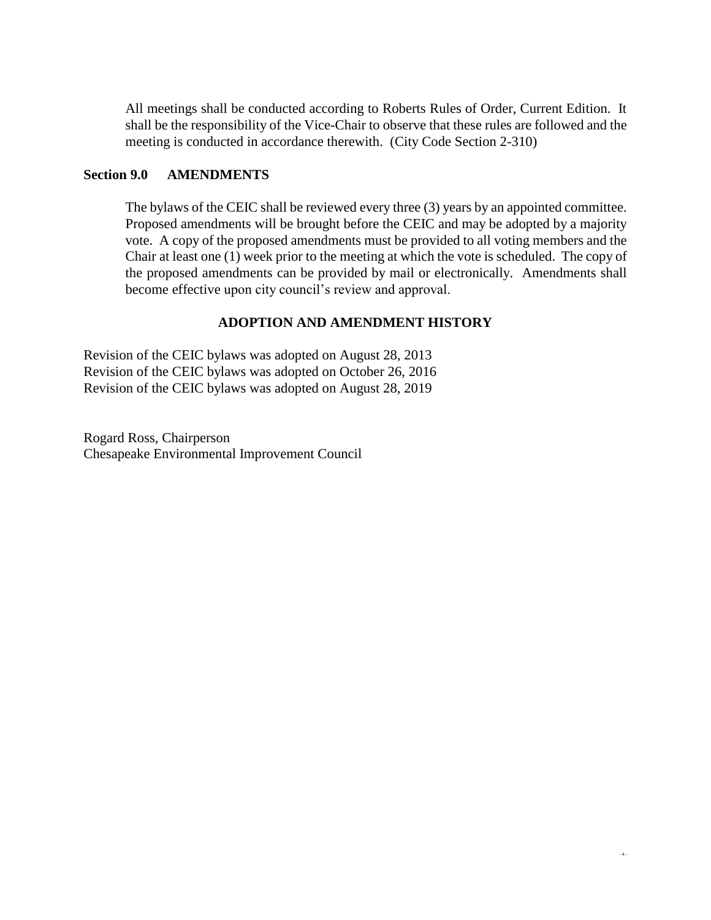All meetings shall be conducted according to Roberts Rules of Order, Current Edition. It shall be the responsibility of the Vice-Chair to observe that these rules are followed and the meeting is conducted in accordance therewith. (City Code Section 2-310)

## Section 9.0 AMENDMENTS

The bylaws of the CEIC shall be reviewed every three (3) years by an appointed committee. Proposed amendments will be brought before the CEIC and may be adopted by a majority vote. A copy of the proposed amendments must be provided to all voting members and the Chair at least one (1) week prior to the meeting at which the vote is scheduled. The copy of the proposed amendments can be provided by mail or electronically. Amendments shall become effective upon city council's review and approval.

## ADOPTION AND AMENDMENT HISTORY

Revision of the CEIC bylaws was adopted on August 28, 2013
Revision of the CEIC bylaws was adopted on October 26, 2016
Revision of the CEIC bylaws was adopted on August 28, 2019

Rogard Ross, Chairperson
Chesapeake Environmental Improvement Council